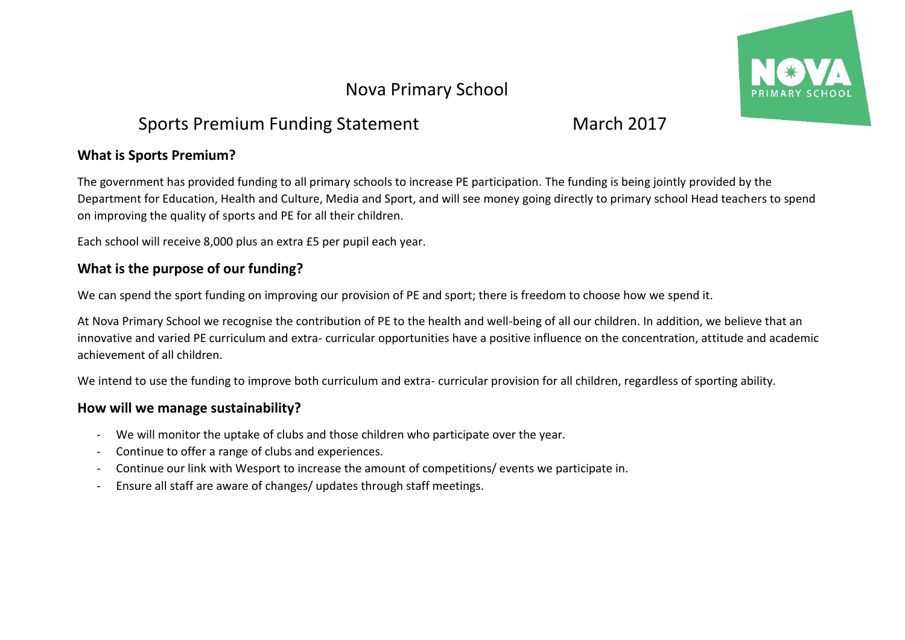# Nova Primary School

## Sports Premium Funding Statement March 2017

### What is Sports Premium?

The government has provided funding to all primary schools to increase PE participation. The funding is being jointly provided by the Department for Education, Health and Culture, Media and Sport, and will see money going directly to primary school Head teachers to spend on improving the quality of sports and PE for all their children.

Each school will receive 8,000 plus an extra £5 per pupil each year.

### What is the purpose of our funding?

We can spend the sport funding on improving our provision of PE and sport; there is freedom to choose how we spend it.

At Nova Primary School we recognise the contribution of PE to the health and well-being of all our children. In addition, we believe that an innovative and varied PE curriculum and extra- curricular opportunities have a positive influence on the concentration, attitude and academic achievement of all children.

We intend to use the funding to improve both curriculum and extra- curricular provision for all children, regardless of sporting ability.

### How will we manage sustainability?

- We will monitor the uptake of clubs and those children who participate over the year.
- Continue to offer a range of clubs and experiences.
- Continue our link with Wesport to increase the amount of competitions/ events we participate in.
- Ensure all staff are aware of changes/ updates through staff meetings.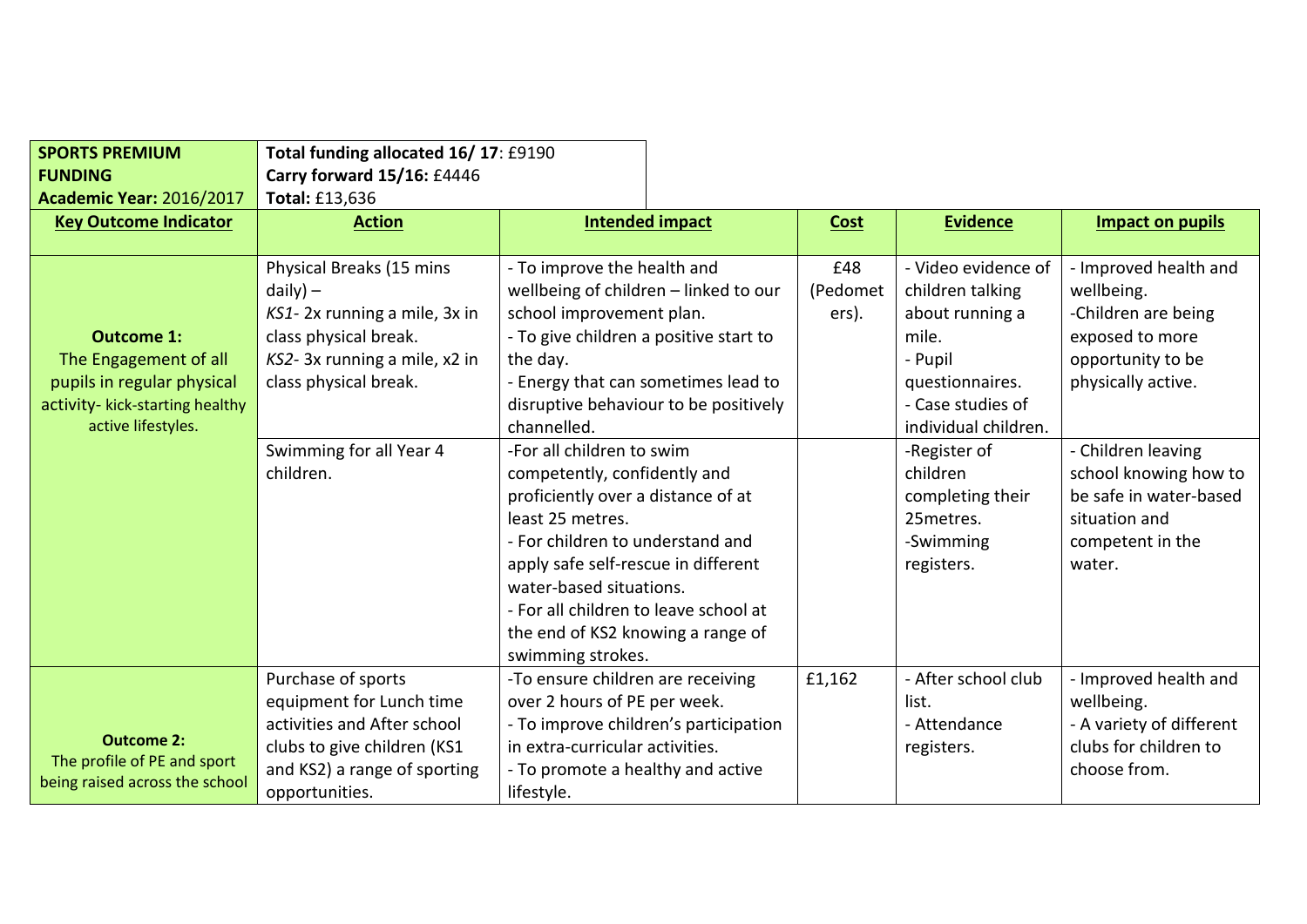| **SPORTS PREMIUM FUNDING**<br>**Academic Year:** 2016/2017 | **Total funding allocated 16/ 17**: £9190<br>**Carry forward 15/16:** £4446<br>**Total:** £13,636 | | | | |
|---|---|---|---|---|---|
| **Key Outcome Indicator** | **Action** | **Intended impact** | **Cost** | **Evidence** | **Impact on pupils** |
| **Outcome 1:**<br>The Engagement of all pupils in regular physical activity- kick-starting healthy active lifestyles. | Physical Breaks (15 mins daily) –<br>*KS1*- 2x running a mile, 3x in class physical break.<br>*KS2*- 3x running a mile, x2 in class physical break. | - To improve the health and wellbeing of children – linked to our school improvement plan.<br>- To give children a positive start to the day.<br>- Energy that can sometimes lead to disruptive behaviour to be positively channelled. | £48 (Pedometers). | - Video evidence of children talking about running a mile.<br>- Pupil questionnaires.<br>- Case studies of individual children. | - Improved health and wellbeing.<br>-Children are being exposed to more opportunity to be physically active. |
| | Swimming for all Year 4 children. | -For all children to swim competently, confidently and proficiently over a distance of at least 25 metres.<br>- For children to understand and apply safe self-rescue in different water-based situations.<br>- For all children to leave school at the end of KS2 knowing a range of swimming strokes. | | -Register of children completing their 25metres.<br>-Swimming registers. | - Children leaving school knowing how to be safe in water-based situation and competent in the water. |
| **Outcome 2:**<br>The profile of PE and sport being raised across the school | Purchase of sports equipment for Lunch time activities and After school clubs to give children (KS1 and KS2) a range of sporting opportunities. | -To ensure children are receiving over 2 hours of PE per week.<br>- To improve children's participation in extra-curricular activities.<br>- To promote a healthy and active lifestyle. | £1,162 | - After school club list.<br>- Attendance registers. | - Improved health and wellbeing.<br>- A variety of different clubs for children to choose from. |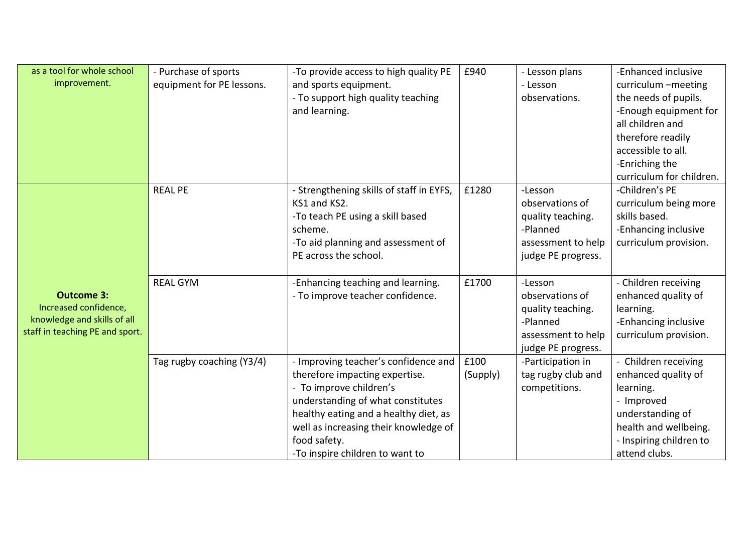| as a tool for whole school improvement. | - Purchase of sports equipment for PE lessons. | -To provide access to high quality PE and sports equipment.<br>- To support high quality teaching and learning. | £940 | - Lesson plans<br>- Lesson observations. | -Enhanced inclusive curriculum –meeting the needs of pupils.<br>-Enough equipment for all children and therefore readily accessible to all.<br>-Enriching the curriculum for children. |
|---|---|---|---|---|---|
| **Outcome 3:**<br>Increased confidence, knowledge and skills of all staff in teaching PE and sport. | REAL PE | - Strengthening skills of staff in EYFS, KS1 and KS2.<br>-To teach PE using a skill based scheme.<br>-To aid planning and assessment of PE across the school. | £1280 | -Lesson observations of quality teaching.<br>-Planned assessment to help judge PE progress. | -Children's PE curriculum being more skills based.<br>-Enhancing inclusive curriculum provision. |
| | REAL GYM | -Enhancing teaching and learning.<br>- To improve teacher confidence. | £1700 | -Lesson observations of quality teaching.<br>-Planned assessment to help judge PE progress. | - Children receiving enhanced quality of learning.<br>-Enhancing inclusive curriculum provision. |
| | Tag rugby coaching (Y3/4) | - Improving teacher's confidence and therefore impacting expertise.<br>- To improve children's understanding of what constitutes healthy eating and a healthy diet, as well as increasing their knowledge of food safety.<br>-To inspire children to want to | £100 (Supply) | -Participation in tag rugby club and competitions. | - Children receiving enhanced quality of learning.<br>- Improved understanding of health and wellbeing.<br>- Inspiring children to attend clubs. |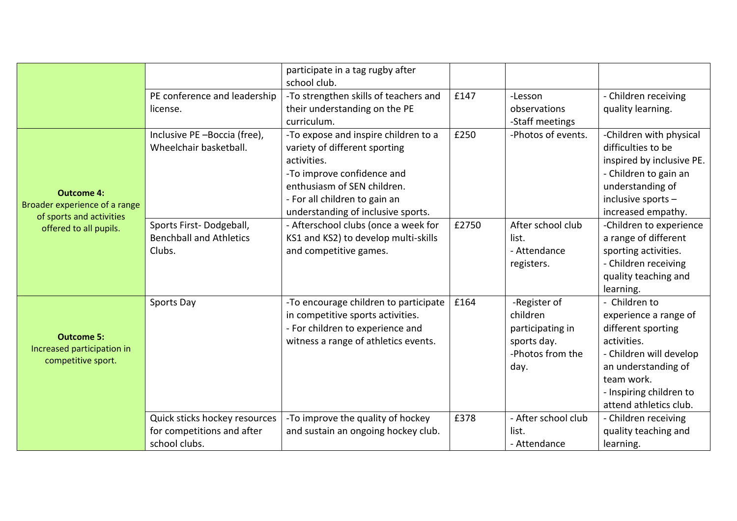| | | | | | |
|---|---|---|---|---|---|
| | | participate in a tag rugby after school club. | | | |
| | PE conference and leadership license. | -To strengthen skills of teachers and their understanding on the PE curriculum. | £147 | -Lesson observations<br>-Staff meetings | - Children receiving quality learning. |
| **Outcome 4:**<br>Broader experience of a range of sports and activities offered to all pupils. | Inclusive PE –Boccia (free), Wheelchair basketball. | -To expose and inspire children to a variety of different sporting activities.<br>-To improve confidence and enthusiasm of SEN children.<br>- For all children to gain an understanding of inclusive sports. | £250 | -Photos of events. | -Children with physical difficulties to be inspired by inclusive PE.<br>- Children to gain an understanding of inclusive sports – increased empathy. |
| | Sports First- Dodgeball, Benchball and Athletics Clubs. | - Afterschool clubs (once a week for KS1 and KS2) to develop multi-skills and competitive games. | £2750 | After school club list.<br>- Attendance registers. | -Children to experience a range of different sporting activities.<br>- Children receiving quality teaching and learning. |
| **Outcome 5:**<br>Increased participation in competitive sport. | Sports Day | -To encourage children to participate in competitive sports activities.<br>- For children to experience and witness a range of athletics events. | £164 | -Register of children participating in sports day.<br>-Photos from the day. | - Children to experience a range of different sporting activities.<br>- Children will develop an understanding of team work.<br>- Inspiring children to attend athletics club. |
| | Quick sticks hockey resources for competitions and after school clubs. | -To improve the quality of hockey and sustain an ongoing hockey club. | £378 | - After school club list.<br>- Attendance | - Children receiving quality teaching and learning. |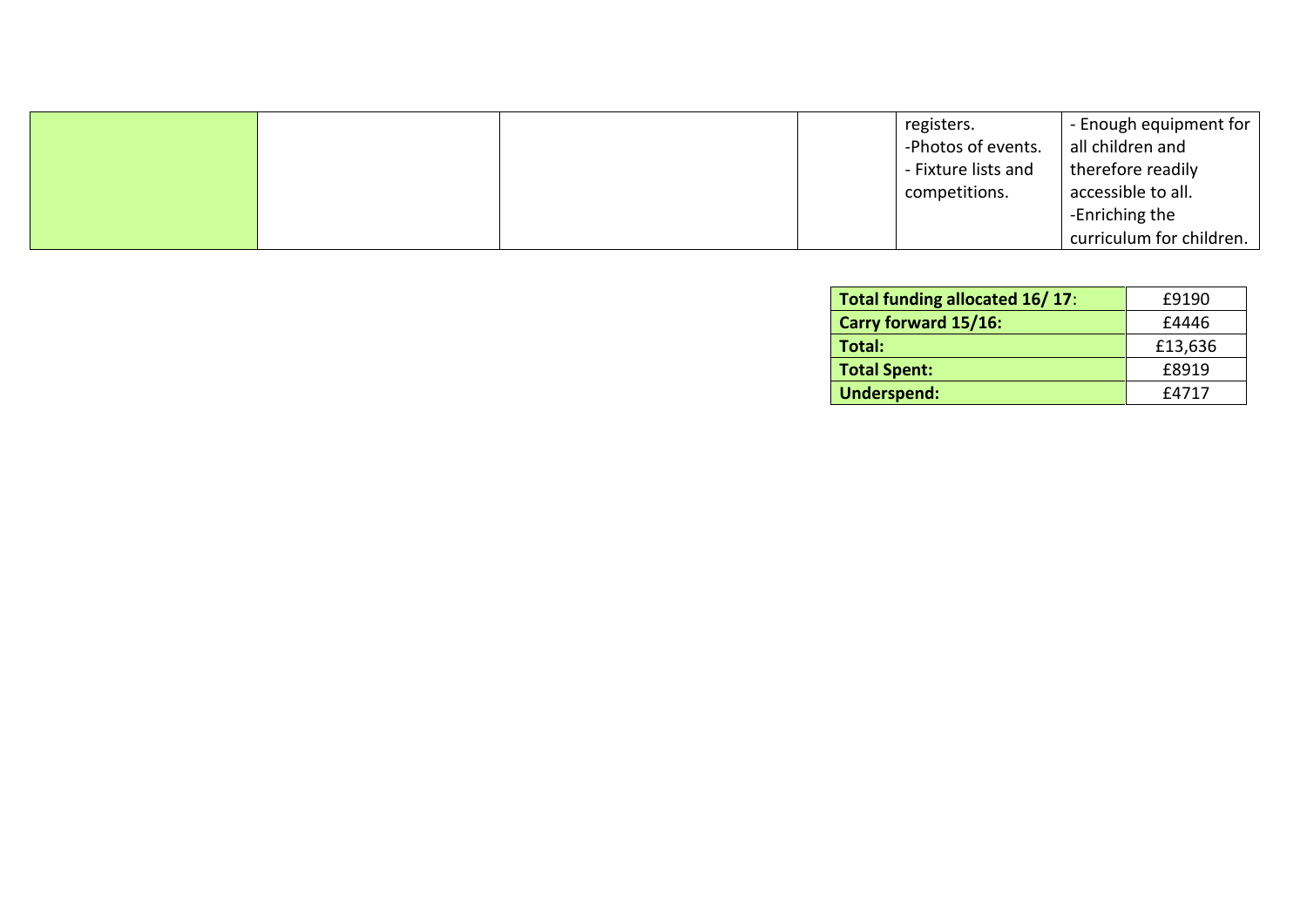| | | | | | |
|---|---|---|---|---|---|
| | | | | registers.<br>-Photos of events.<br>- Fixture lists and competitions. | - Enough equipment for all children and therefore readily accessible to all.<br>-Enriching the curriculum for children. |

| | |
|---|---|
| **Total funding allocated 16/ 17**: | £9190 |
| **Carry forward 15/16:** | £4446 |
| **Total:** | £13,636 |
| **Total Spent:** | £8919 |
| **Underspend:** | £4717 |